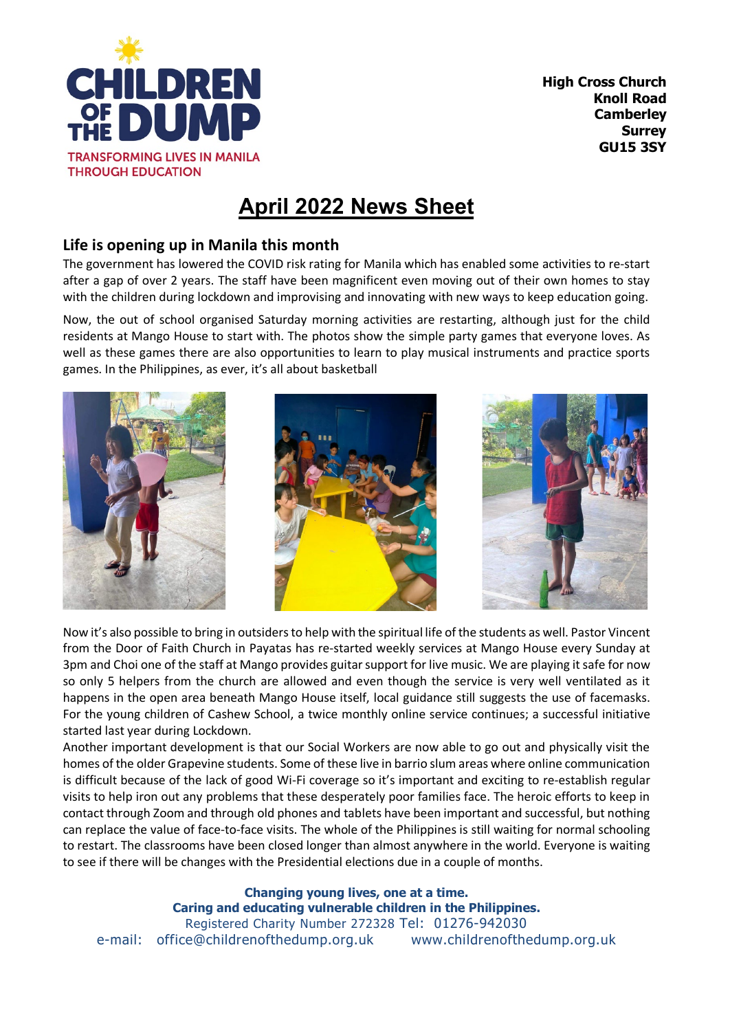**CHILDREN OF THE DUMP**
TRANSFORMING LIVES IN MANILA THROUGH EDUCATION

**High Cross Church**
**Knoll Road**
**Camberley**
**Surrey**
**GU15 3SY**

# April 2022 News Sheet

## Life is opening up in Manila this month

The government has lowered the COVID risk rating for Manila which has enabled some activities to re-start after a gap of over 2 years. The staff have been magnificent even moving out of their own homes to stay with the children during lockdown and improvising and innovating with new ways to keep education going.

Now, the out of school organised Saturday morning activities are restarting, although just for the child residents at Mango House to start with. The photos show the simple party games that everyone loves. As well as these games there are also opportunities to learn to play musical instruments and practice sports games. In the Philippines, as ever, it's all about basketball

Now it's also possible to bring in outsiders to help with the spiritual life of the students as well. Pastor Vincent from the Door of Faith Church in Payatas has re-started weekly services at Mango House every Sunday at 3pm and Choi one of the staff at Mango provides guitar support for live music. We are playing it safe for now so only 5 helpers from the church are allowed and even though the service is very well ventilated as it happens in the open area beneath Mango House itself, local guidance still suggests the use of facemasks. For the young children of Cashew School, a twice monthly online service continues; a successful initiative started last year during Lockdown.

Another important development is that our Social Workers are now able to go out and physically visit the homes of the older Grapevine students. Some of these live in barrio slum areas where online communication is difficult because of the lack of good Wi-Fi coverage so it's important and exciting to re-establish regular visits to help iron out any problems that these desperately poor families face. The heroic efforts to keep in contact through Zoom and through old phones and tablets have been important and successful, but nothing can replace the value of face-to-face visits. The whole of the Philippines is still waiting for normal schooling to restart. The classrooms have been closed longer than almost anywhere in the world. Everyone is waiting to see if there will be changes with the Presidential elections due in a couple of months.

**Changing young lives, one at a time.**
**Caring and educating vulnerable children in the Philippines.**
Registered Charity Number 272328 Tel: 01276-942030
e-mail: office@childrenofthedump.org.uk www.childrenofthedump.org.uk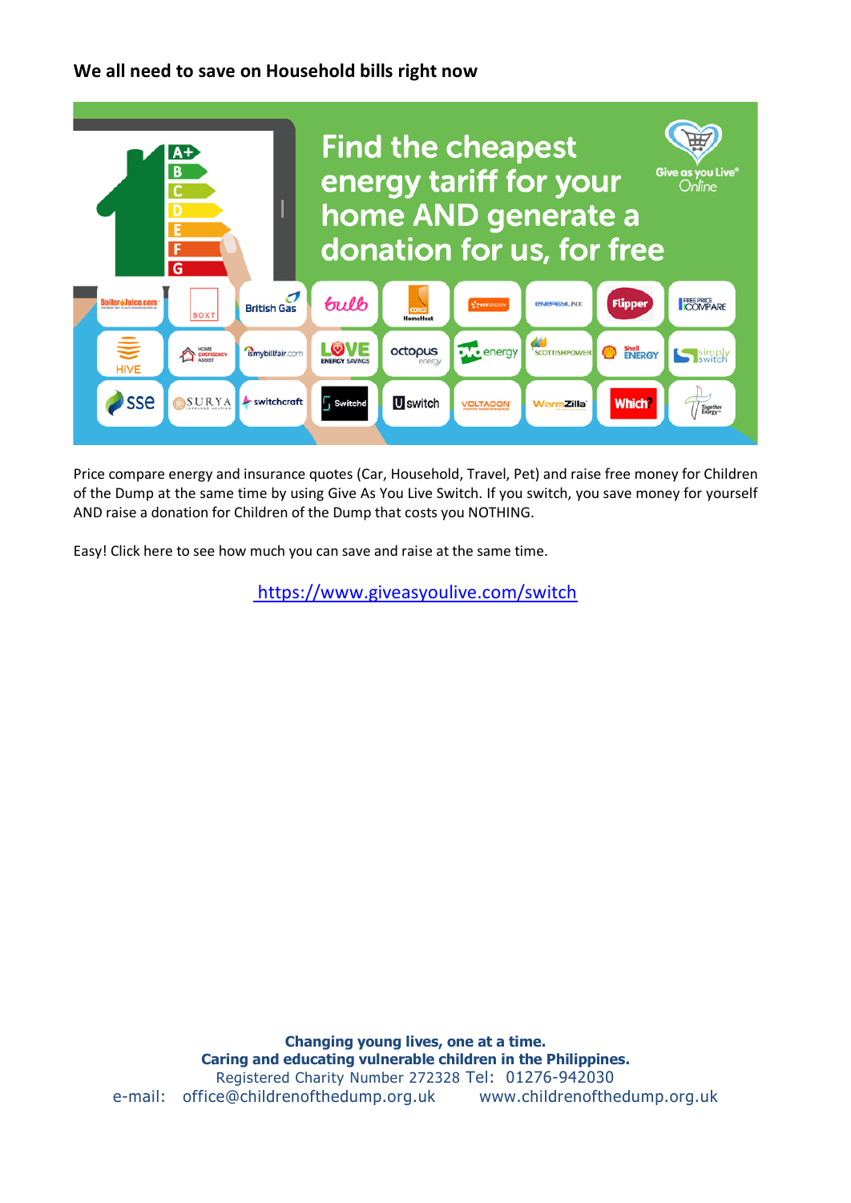**We all need to save on Household bills right now**

Find the cheapest energy tariff for your home AND generate a donation for us, for free

Price compare energy and insurance quotes (Car, Household, Travel, Pet) and raise free money for Children of the Dump at the same time by using Give As You Live Switch. If you switch, you save money for yourself AND raise a donation for Children of the Dump that costs you NOTHING.

Easy! Click here to see how much you can save and raise at the same time.

https://www.giveasyoulive.com/switch

**Changing young lives, one at a time.**
**Caring and educating vulnerable children in the Philippines.**
Registered Charity Number 272328 Tel: 01276-942030
e-mail: office@childrenofthedump.org.uk www.childrenofthedump.org.uk